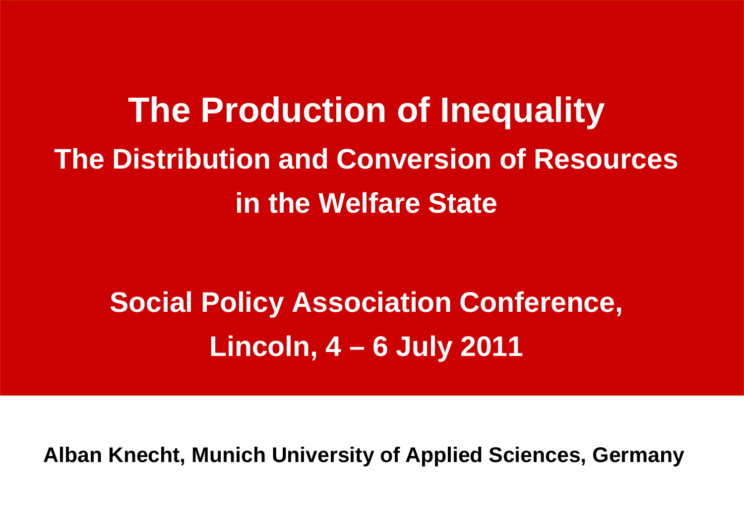# The Production of Inequality

## The Distribution and Conversion of Resources in the Welfare State

**Social Policy Association Conference,**
**Lincoln, 4 – 6 July 2011**

**Alban Knecht, Munich University of Applied Sciences, Germany**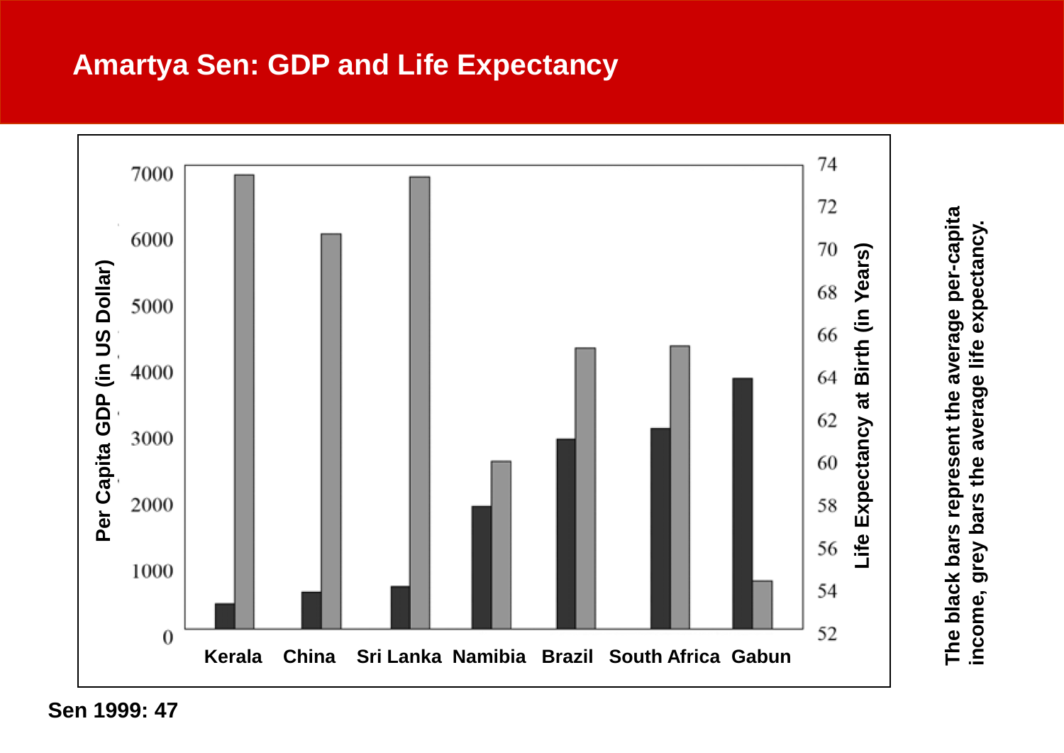# Amartya Sen: GDP and Life Expectancy

Per Capita GDP (in US Dollar)

0, 1000, 2000, 3000, 4000, 5000, 6000, 7000

Life Expectancy at Birth (in Years)

52, 54, 56, 58, 60, 62, 64, 66, 68, 70, 72, 74

Kerala China Sri Lanka Namibia Brazil South Africa Gabun

The black bars represent the average per-capita income, grey bars the average life expectancy.

Sen 1999: 47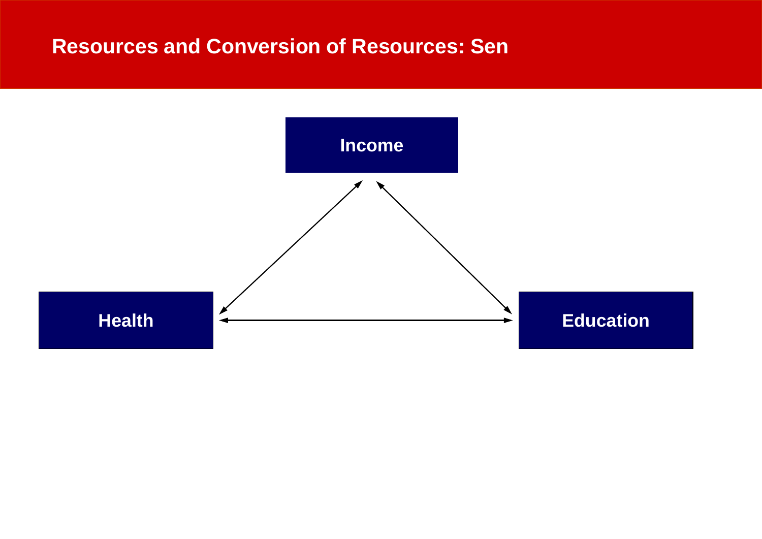# Resources and Conversion of Resources: Sen

Income

Health

Education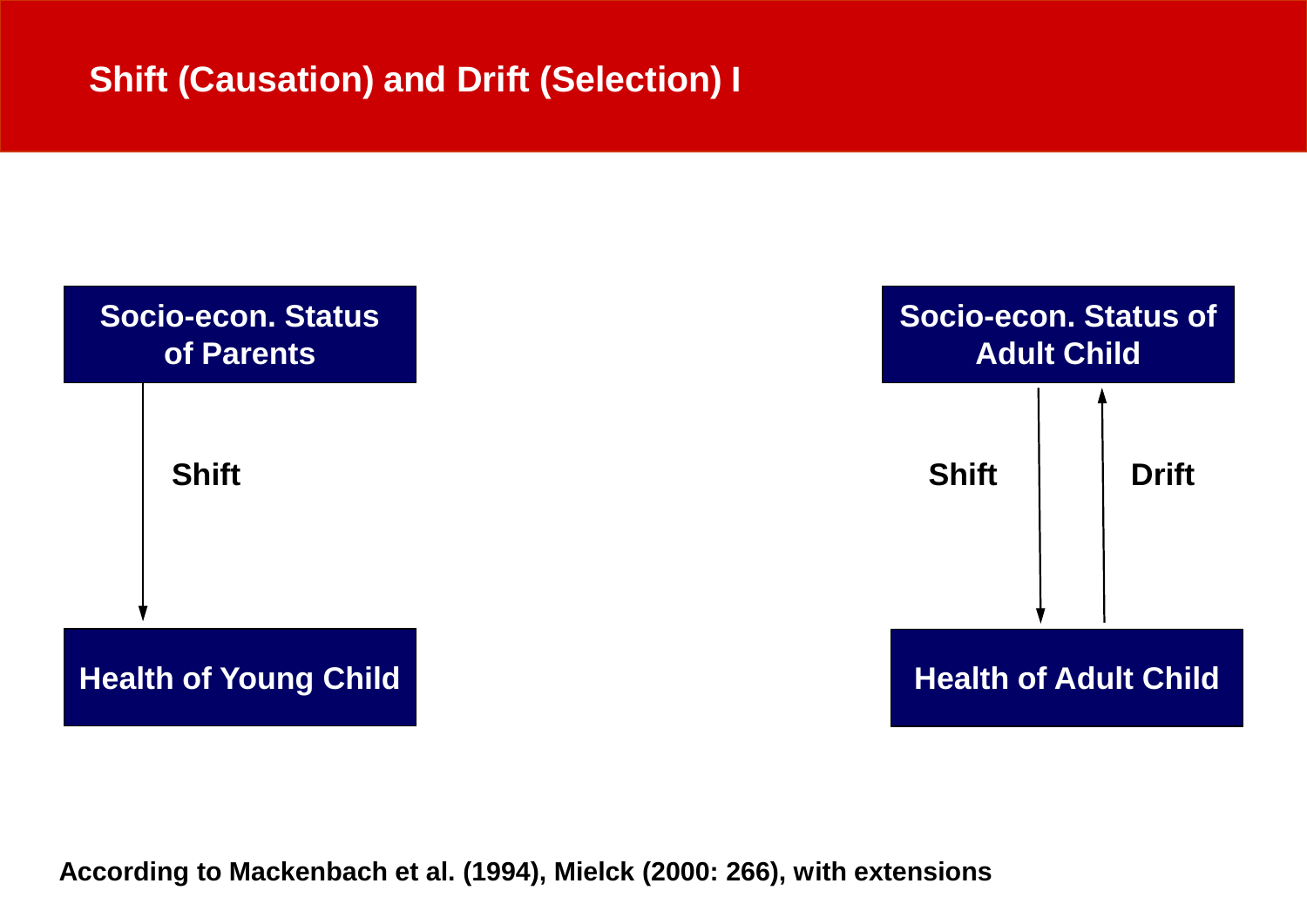# Shift (Causation) and Drift (Selection) I

**Socio-econ. Status of Parents**

↓ **Shift**

**Health of Young Child**

**Socio-econ. Status of Adult Child**

↓ **Shift** ↑ **Drift**

**Health of Adult Child**

**According to Mackenbach et al. (1994), Mielck (2000: 266), with extensions**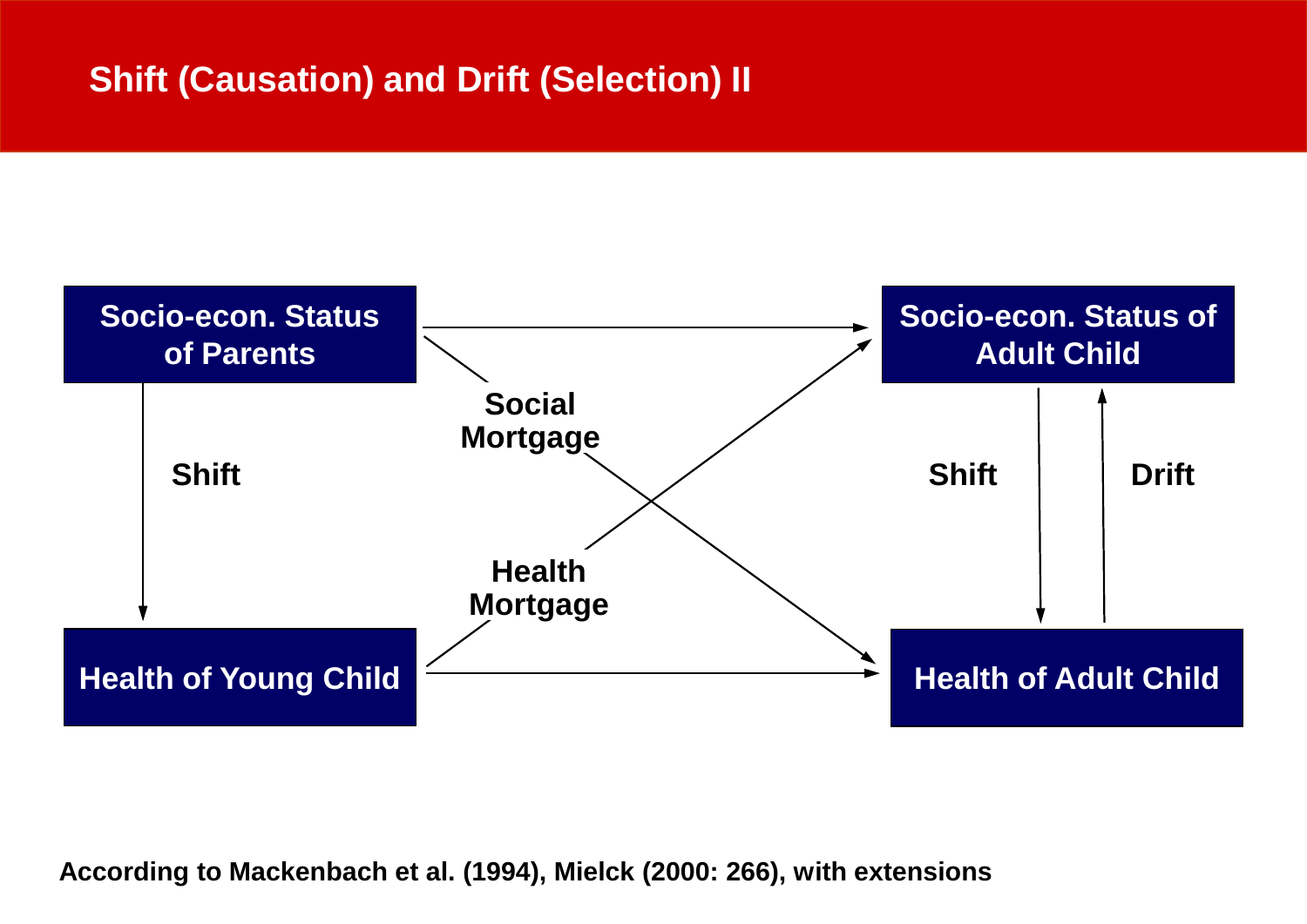# Shift (Causation) and Drift (Selection) II

Socio-econ. Status of Parents

Socio-econ. Status of Adult Child

Shift

Social Mortgage

Health Mortgage

Shift

Drift

Health of Young Child

Health of Adult Child

**According to Mackenbach et al. (1994), Mielck (2000: 266), with extensions**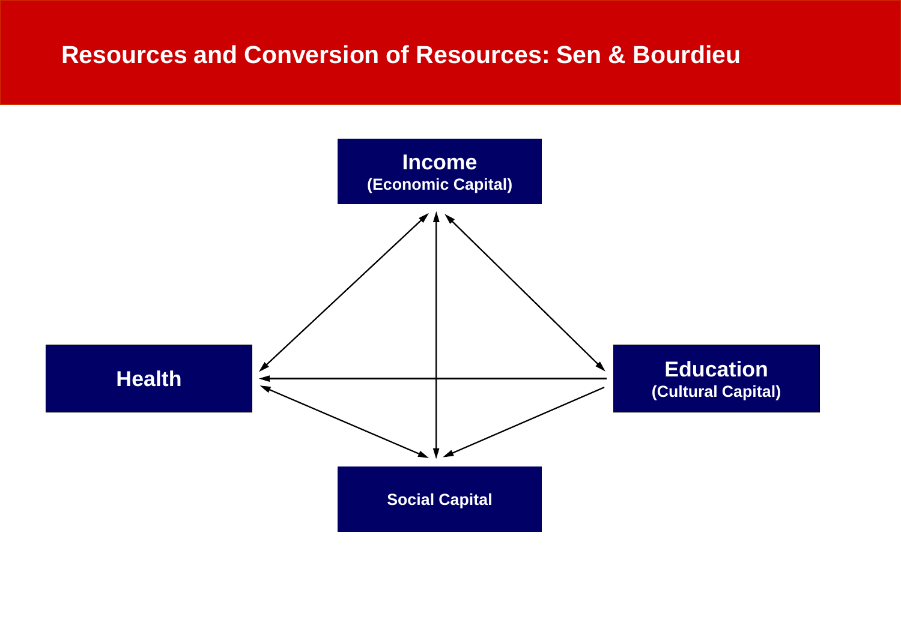# Resources and Conversion of Resources: Sen & Bourdieu

**Income**
**(Economic Capital)**

**Health**

**Education**
**(Cultural Capital)**

**Social Capital**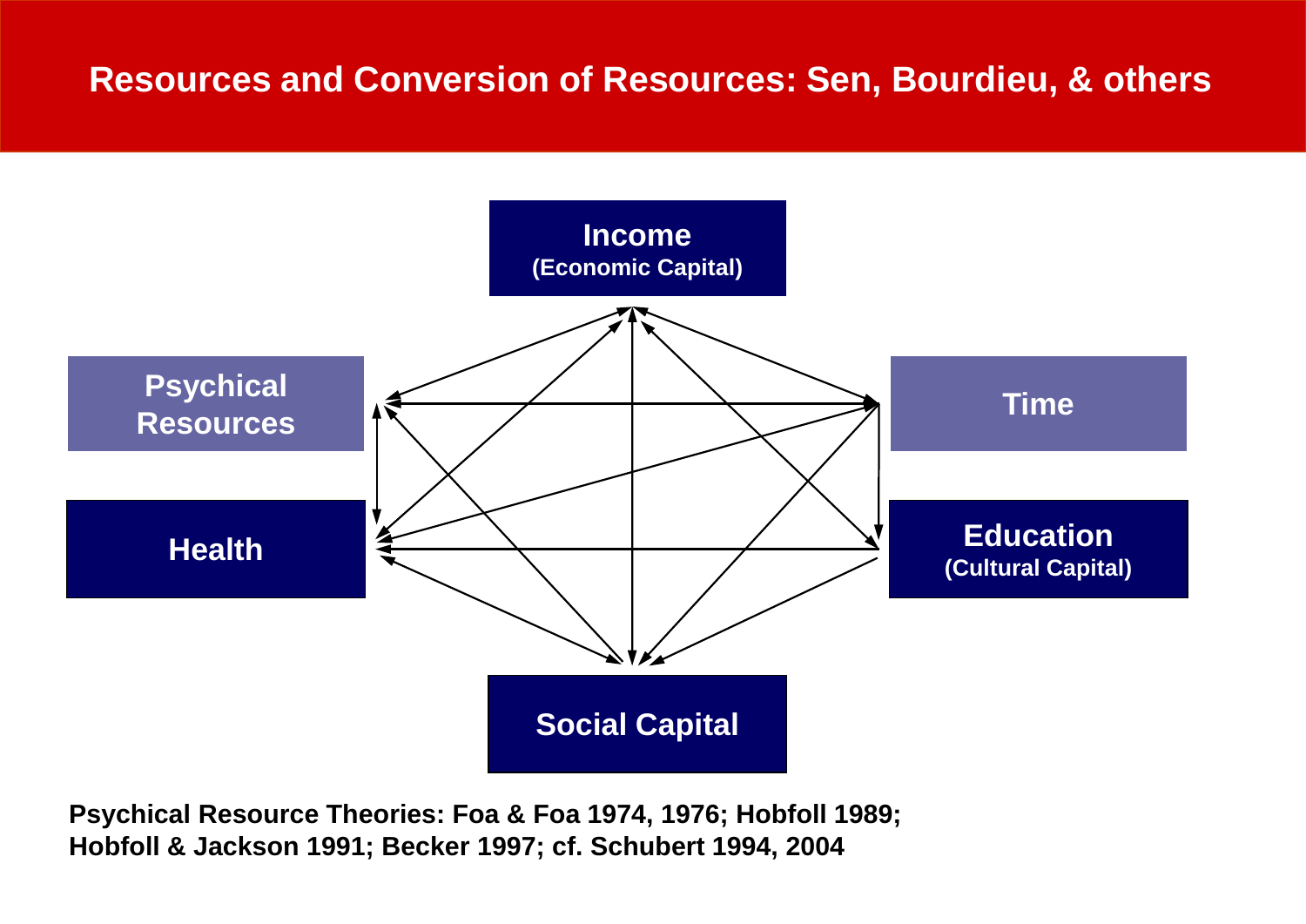# Resources and Conversion of Resources: Sen, Bourdieu, & others

**Income** (Economic Capital)

**Psychical Resources**

**Time**

**Health**

**Education** (Cultural Capital)

**Social Capital**

**Psychical Resource Theories: Foa & Foa 1974, 1976; Hobfoll 1989; Hobfoll & Jackson 1991; Becker 1997; cf. Schubert 1994, 2004**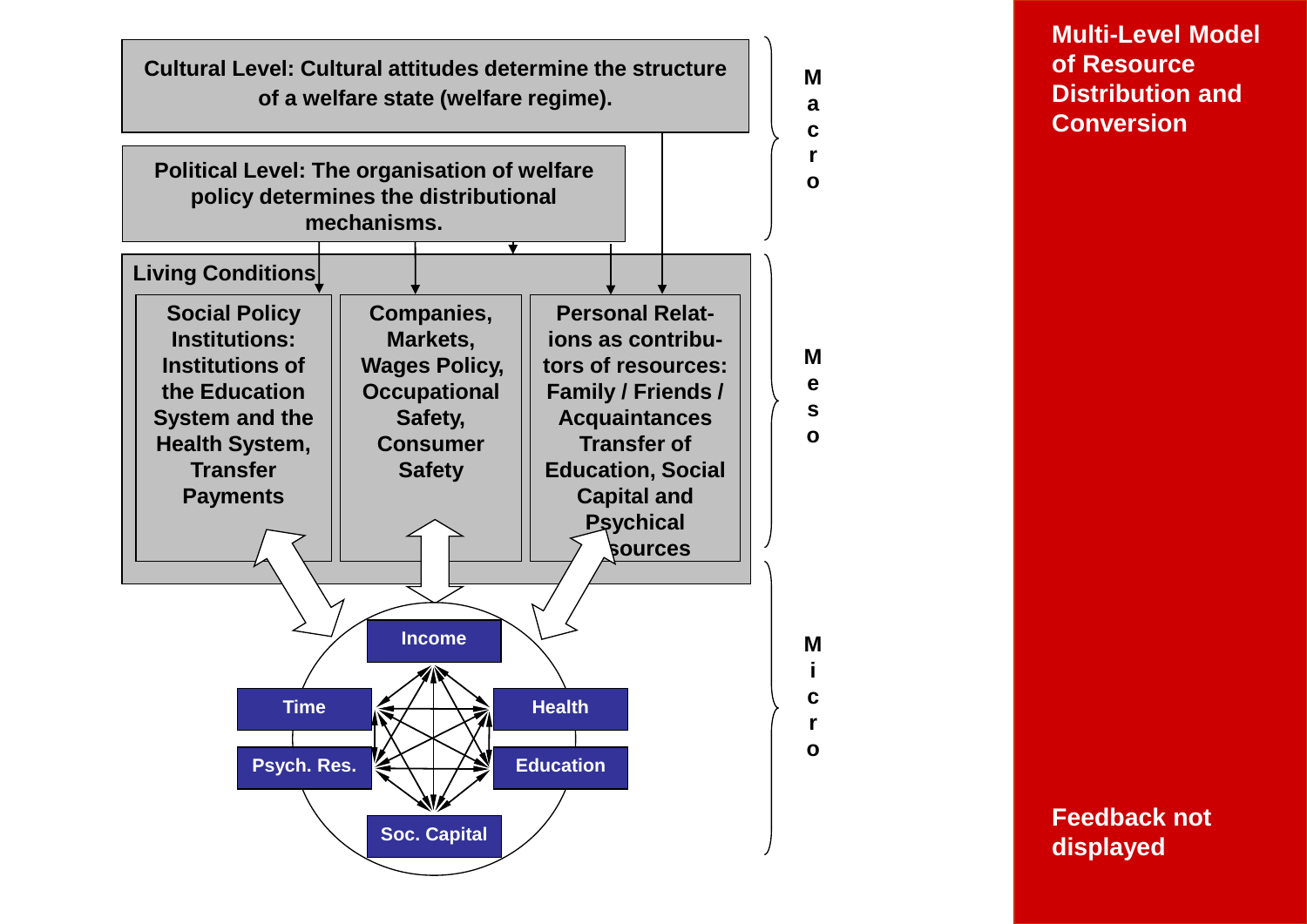## Multi-Level Model of Resource Distribution and Conversion

**Macro**

**Cultural Level: Cultural attitudes determine the structure of a welfare state (welfare regime).**

**Political Level: The organisation of welfare policy determines the distributional mechanisms.**

**Meso**

**Living Conditions**

- **Social Policy Institutions: Institutions of the Education System and the Health System, Transfer Payments**
- **Companies, Markets, Wages Policy, Occupational Safety, Consumer Safety**
- **Personal Relations as contributors of resources: Family / Friends / Acquaintances Transfer of Education, Social Capital and Psychical Resources**

**Micro**

- Income
- Time
- Health
- Psych. Res.
- Education
- Soc. Capital

**Feedback not displayed**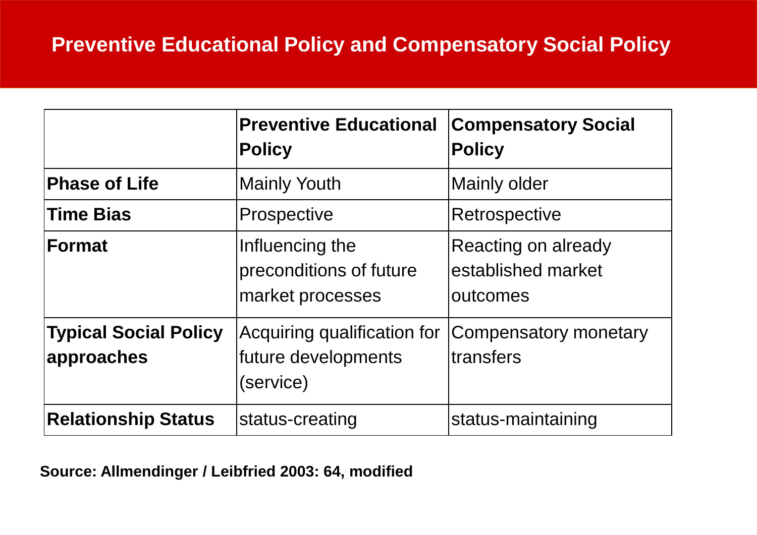# Preventive Educational Policy and Compensatory Social Policy

| | **Preventive Educational Policy** | **Compensatory Social Policy** |
|---|---|---|
| **Phase of Life** | Mainly Youth | Mainly older |
| **Time Bias** | Prospective | Retrospective |
| **Format** | Influencing the preconditions of future market processes | Reacting on already established market outcomes |
| **Typical Social Policy approaches** | Acquiring qualification for future developments (service) | Compensatory monetary transfers |
| **Relationship Status** | status-creating | status-maintaining |

**Source: Allmendinger / Leibfried 2003: 64, modified**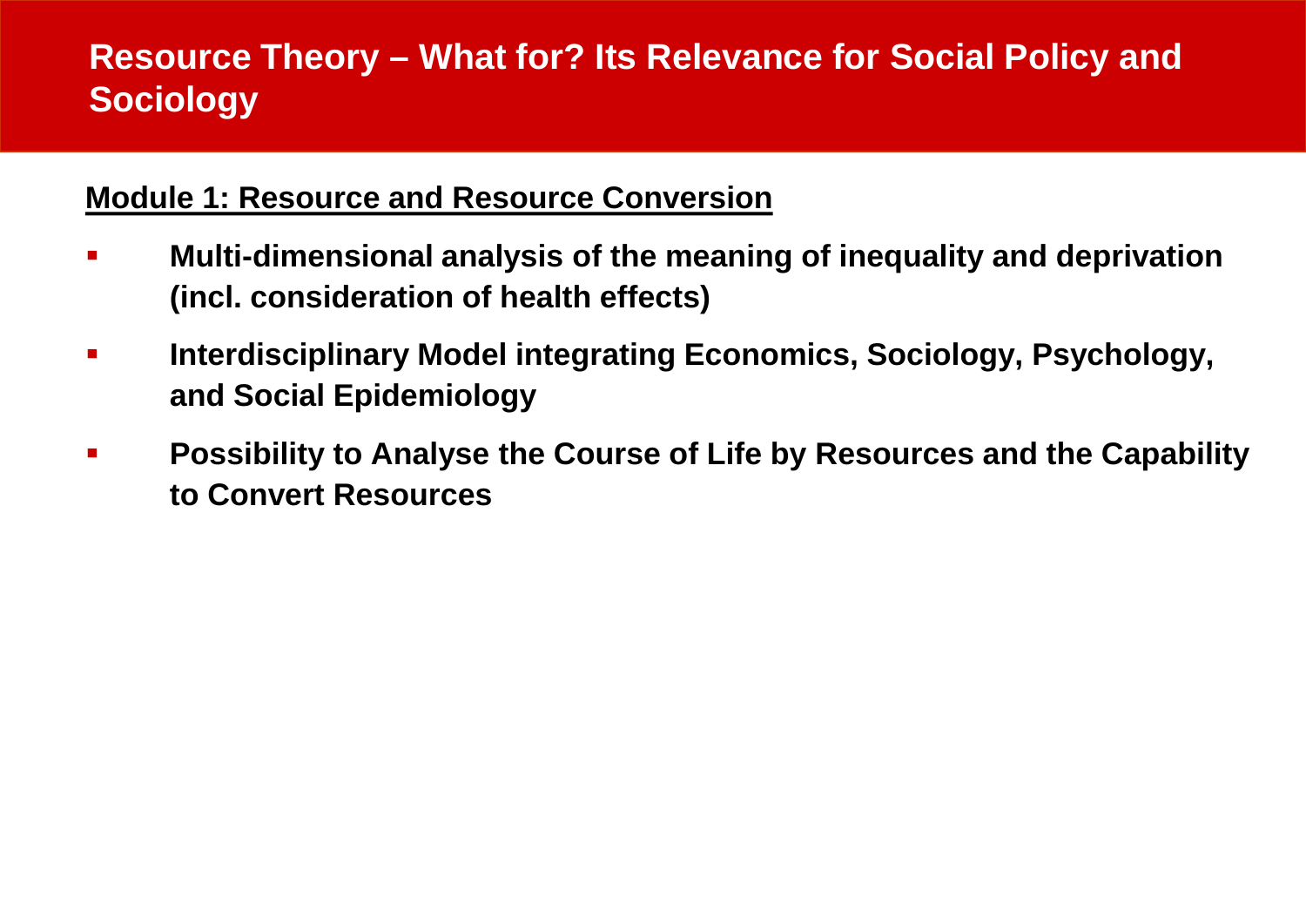# Resource Theory – What for? Its Relevance for Social Policy and Sociology

**Module 1: Resource and Resource Conversion**

- **Multi-dimensional analysis of the meaning of inequality and deprivation (incl. consideration of health effects)**
- **Interdisciplinary Model integrating Economics, Sociology, Psychology, and Social Epidemiology**
- **Possibility to Analyse the Course of Life by Resources and the Capability to Convert Resources**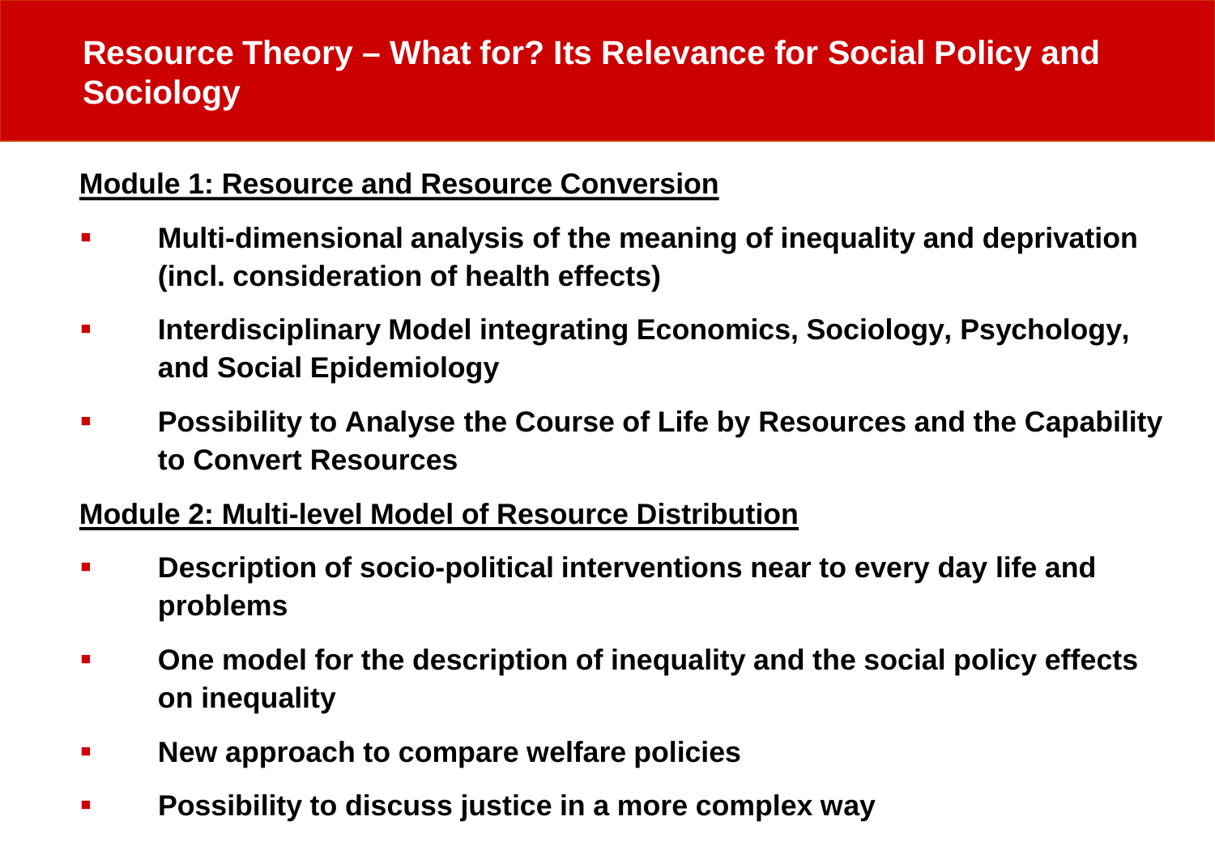# Resource Theory – What for? Its Relevance for Social Policy and Sociology

## Module 1: Resource and Resource Conversion

- **Multi-dimensional analysis of the meaning of inequality and deprivation (incl. consideration of health effects)**
- **Interdisciplinary Model integrating Economics, Sociology, Psychology, and Social Epidemiology**
- **Possibility to Analyse the Course of Life by Resources and the Capability to Convert Resources**

## Module 2: Multi-level Model of Resource Distribution

- **Description of socio-political interventions near to every day life and problems**
- **One model for the description of inequality and the social policy effects on inequality**
- **New approach to compare welfare policies**
- **Possibility to discuss justice in a more complex way**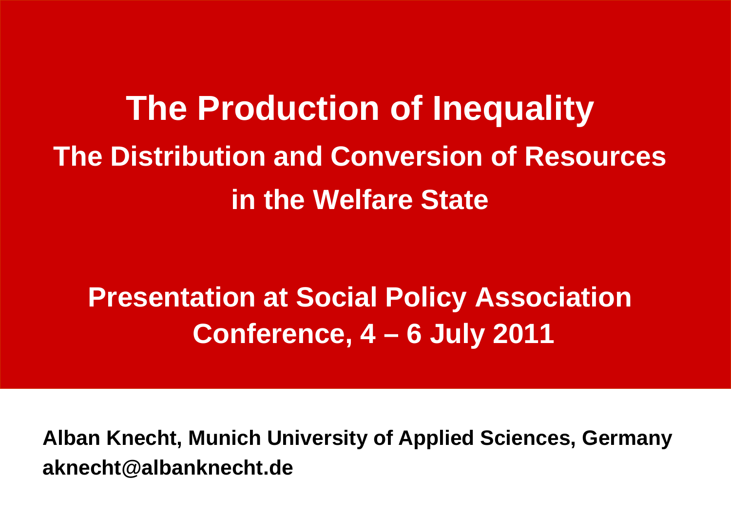# The Production of Inequality

## The Distribution and Conversion of Resources in the Welfare State

**Presentation at Social Policy Association Conference, 4 – 6 July 2011**

**Alban Knecht, Munich University of Applied Sciences, Germany**
**aknecht@albanknecht.de**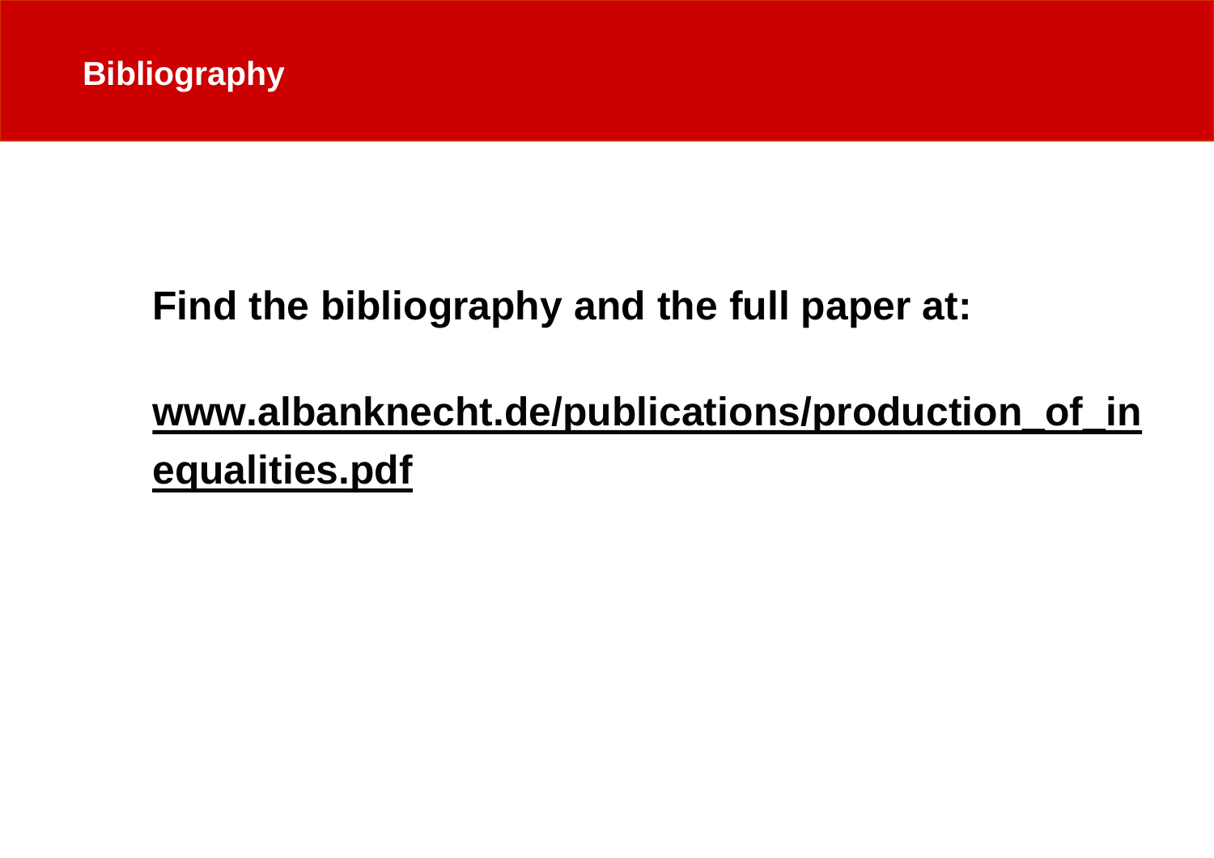# Bibliography

**Find the bibliography and the full paper at:**

**www.albanknecht.de/publications/production_of_inequalities.pdf**